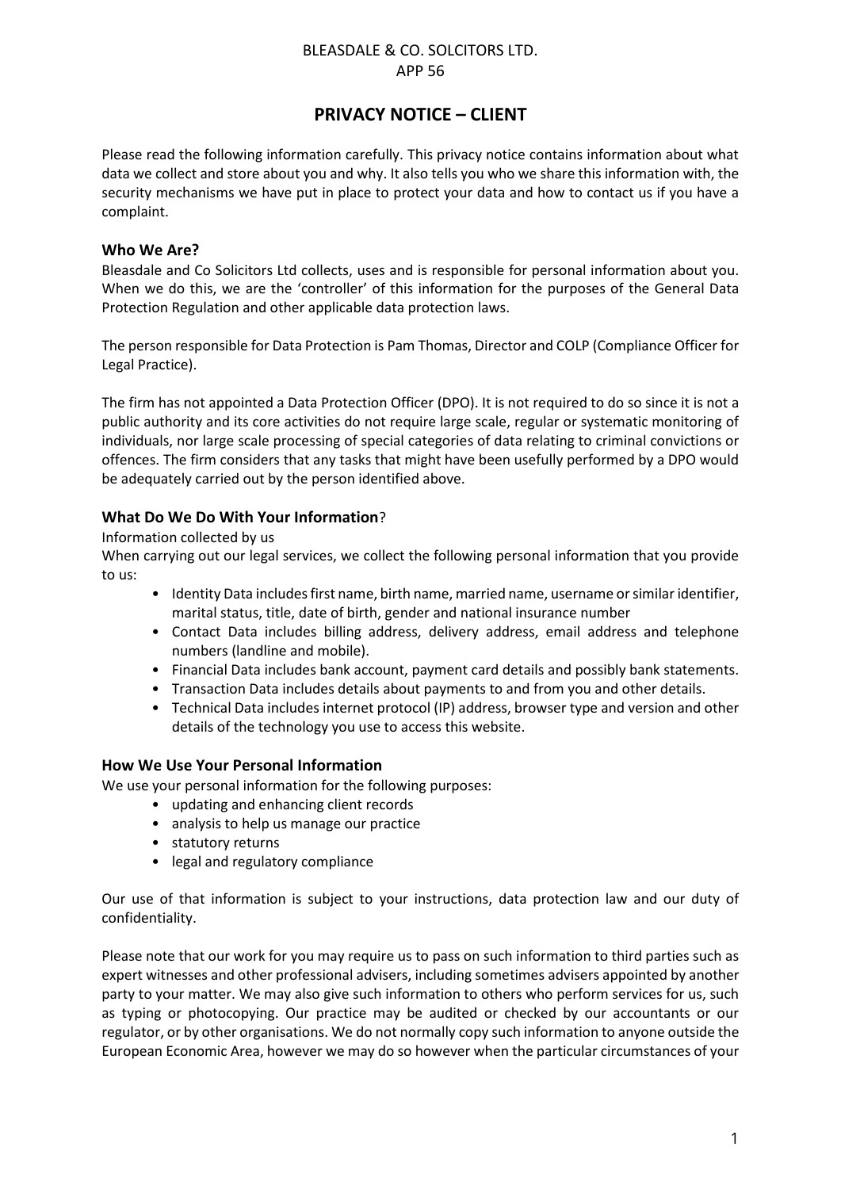BLEASDALE & CO. SOLCITORS LTD.
APP 56

# PRIVACY NOTICE – CLIENT

Please read the following information carefully. This privacy notice contains information about what data we collect and store about you and why. It also tells you who we share this information with, the security mechanisms we have put in place to protect your data and how to contact us if you have a complaint.

## Who We Are?

Bleasdale and Co Solicitors Ltd collects, uses and is responsible for personal information about you. When we do this, we are the 'controller' of this information for the purposes of the General Data Protection Regulation and other applicable data protection laws.

The person responsible for Data Protection is Pam Thomas, Director and COLP (Compliance Officer for Legal Practice).

The firm has not appointed a Data Protection Officer (DPO). It is not required to do so since it is not a public authority and its core activities do not require large scale, regular or systematic monitoring of individuals, nor large scale processing of special categories of data relating to criminal convictions or offences. The firm considers that any tasks that might have been usefully performed by a DPO would be adequately carried out by the person identified above.

## What Do We Do With Your Information?

Information collected by us

When carrying out our legal services, we collect the following personal information that you provide to us:

- Identity Data includes first name, birth name, married name, username or similar identifier, marital status, title, date of birth, gender and national insurance number
- Contact Data includes billing address, delivery address, email address and telephone numbers (landline and mobile).
- Financial Data includes bank account, payment card details and possibly bank statements.
- Transaction Data includes details about payments to and from you and other details.
- Technical Data includes internet protocol (IP) address, browser type and version and other details of the technology you use to access this website.

## How We Use Your Personal Information

We use your personal information for the following purposes:

- updating and enhancing client records
- analysis to help us manage our practice
- statutory returns
- legal and regulatory compliance

Our use of that information is subject to your instructions, data protection law and our duty of confidentiality.

Please note that our work for you may require us to pass on such information to third parties such as expert witnesses and other professional advisers, including sometimes advisers appointed by another party to your matter. We may also give such information to others who perform services for us, such as typing or photocopying. Our practice may be audited or checked by our accountants or our regulator, or by other organisations. We do not normally copy such information to anyone outside the European Economic Area, however we may do so however when the particular circumstances of your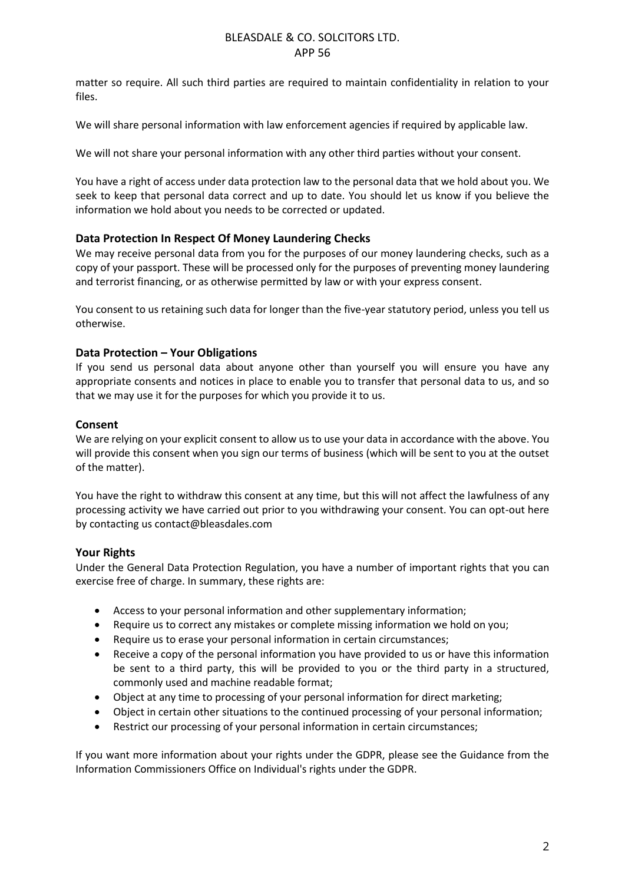matter so require. All such third parties are required to maintain confidentiality in relation to your files.

We will share personal information with law enforcement agencies if required by applicable law.

We will not share your personal information with any other third parties without your consent.

You have a right of access under data protection law to the personal data that we hold about you. We seek to keep that personal data correct and up to date. You should let us know if you believe the information we hold about you needs to be corrected or updated.

### Data Protection In Respect Of Money Laundering Checks

We may receive personal data from you for the purposes of our money laundering checks, such as a copy of your passport. These will be processed only for the purposes of preventing money laundering and terrorist financing, or as otherwise permitted by law or with your express consent.

You consent to us retaining such data for longer than the five-year statutory period, unless you tell us otherwise.

### Data Protection – Your Obligations

If you send us personal data about anyone other than yourself you will ensure you have any appropriate consents and notices in place to enable you to transfer that personal data to us, and so that we may use it for the purposes for which you provide it to us.

### Consent

We are relying on your explicit consent to allow us to use your data in accordance with the above. You will provide this consent when you sign our terms of business (which will be sent to you at the outset of the matter).

You have the right to withdraw this consent at any time, but this will not affect the lawfulness of any processing activity we have carried out prior to you withdrawing your consent. You can opt-out here by contacting us contact@bleasdales.com

### Your Rights

Under the General Data Protection Regulation, you have a number of important rights that you can exercise free of charge. In summary, these rights are:

- Access to your personal information and other supplementary information;
- Require us to correct any mistakes or complete missing information we hold on you;
- Require us to erase your personal information in certain circumstances;
- Receive a copy of the personal information you have provided to us or have this information be sent to a third party, this will be provided to you or the third party in a structured, commonly used and machine readable format;
- Object at any time to processing of your personal information for direct marketing;
- Object in certain other situations to the continued processing of your personal information;
- Restrict our processing of your personal information in certain circumstances;

If you want more information about your rights under the GDPR, please see the Guidance from the Information Commissioners Office on Individual's rights under the GDPR.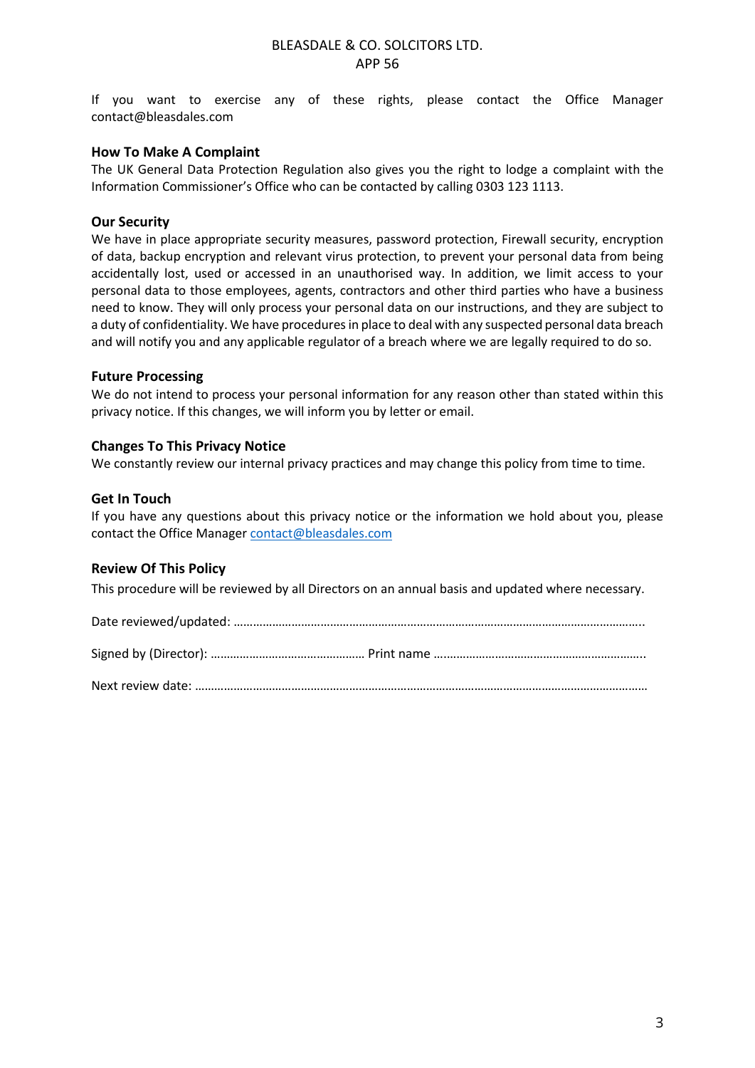If you want to exercise any of these rights, please contact the Office Manager contact@bleasdales.com

### How To Make A Complaint

The UK General Data Protection Regulation also gives you the right to lodge a complaint with the Information Commissioner's Office who can be contacted by calling 0303 123 1113.

### Our Security

We have in place appropriate security measures, password protection, Firewall security, encryption of data, backup encryption and relevant virus protection, to prevent your personal data from being accidentally lost, used or accessed in an unauthorised way. In addition, we limit access to your personal data to those employees, agents, contractors and other third parties who have a business need to know. They will only process your personal data on our instructions, and they are subject to a duty of confidentiality. We have procedures in place to deal with any suspected personal data breach and will notify you and any applicable regulator of a breach where we are legally required to do so.

### Future Processing

We do not intend to process your personal information for any reason other than stated within this privacy notice. If this changes, we will inform you by letter or email.

### Changes To This Privacy Notice

We constantly review our internal privacy practices and may change this policy from time to time.

### Get In Touch

If you have any questions about this privacy notice or the information we hold about you, please contact the Office Manager contact@bleasdales.com

### Review Of This Policy

This procedure will be reviewed by all Directors on an annual basis and updated where necessary.

Date reviewed/updated: ……………………………………………………………………………………………………………..

Signed by (Director): ………………………………………… Print name ………………………………………………………..

Next review date: …………………………………………………………………………………………………………………………